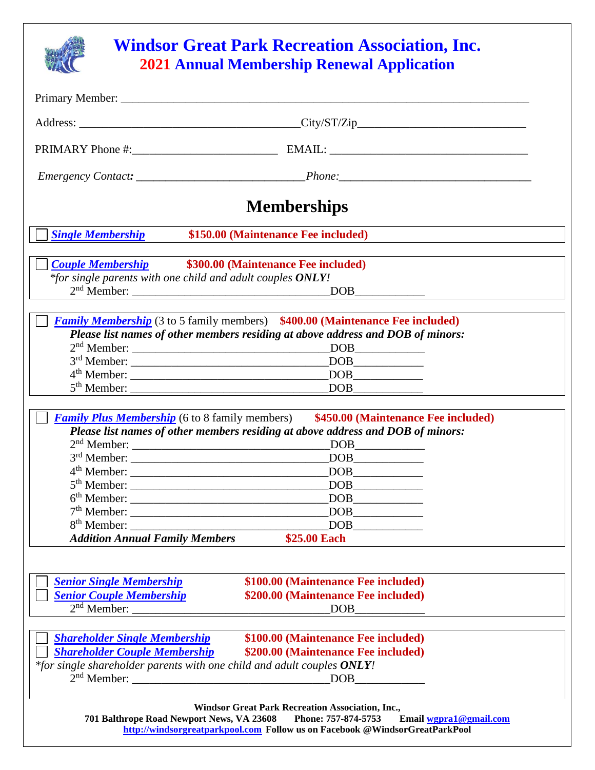# Windsor Great Park Recreation Association, Inc.

## 2021 Annual Membership Renewal Application

Primary Member: ___________________________________________________________________________

Address: ______________________________________City/ST/Zip_____________________________

PRIMARY Phone #:_________________________ EMAIL: ___________________________________

*Emergency Contact:* ____________________________ *Phone:*_________________________________

## Memberships

☐ ***Single Membership*** **$150.00 (Maintenance Fee included)**

☐ ***Couple Membership*** **$300.00 (Maintenance Fee included)**

*\*for single parents with one child and adult couples **ONLY**!*

2nd Member: ___________________________________DOB____________

☐ ***Family Membership*** (3 to 5 family members) **$400.00 (Maintenance Fee included)**

***Please list names of other members residing at above address and DOB of minors:***

2nd Member: ___________________________________DOB____________
3rd Member: ___________________________________DOB____________
4th Member: ___________________________________DOB____________
5th Member: ___________________________________DOB____________

☐ ***Family Plus Membership*** (6 to 8 family members) **$450.00 (Maintenance Fee included)**

***Please list names of other members residing at above address and DOB of minors:***

2nd Member: ___________________________________DOB____________
3rd Member: ___________________________________DOB____________
4th Member: ___________________________________DOB____________
5th Member: ___________________________________DOB____________
6th Member: ___________________________________DOB____________
7th Member: ___________________________________DOB____________
8th Member: ___________________________________DOB____________

***Addition Annual Family Members*** **$25.00 Each**

☐ ***Senior Single Membership*** **$100.00 (Maintenance Fee included)**
☐ ***Senior Couple Membership*** **$200.00 (Maintenance Fee included)**

2nd Member: ___________________________________DOB____________

☐ ***Shareholder Single Membership*** **$100.00 (Maintenance Fee included)**
☐ ***Shareholder Couple Membership*** **$200.00 (Maintenance Fee included)**

*\*for single shareholder parents with one child and adult couples **ONLY**!*

2nd Member: ___________________________________DOB____________

**Windsor Great Park Recreation Association, Inc.,**
**701 Balthrope Road Newport News, VA 23608 Phone: 757-874-5753 Email wgpra1@gmail.com**
**http://windsorgreatparkpool.com Follow us on Facebook @WindsorGreatParkPool**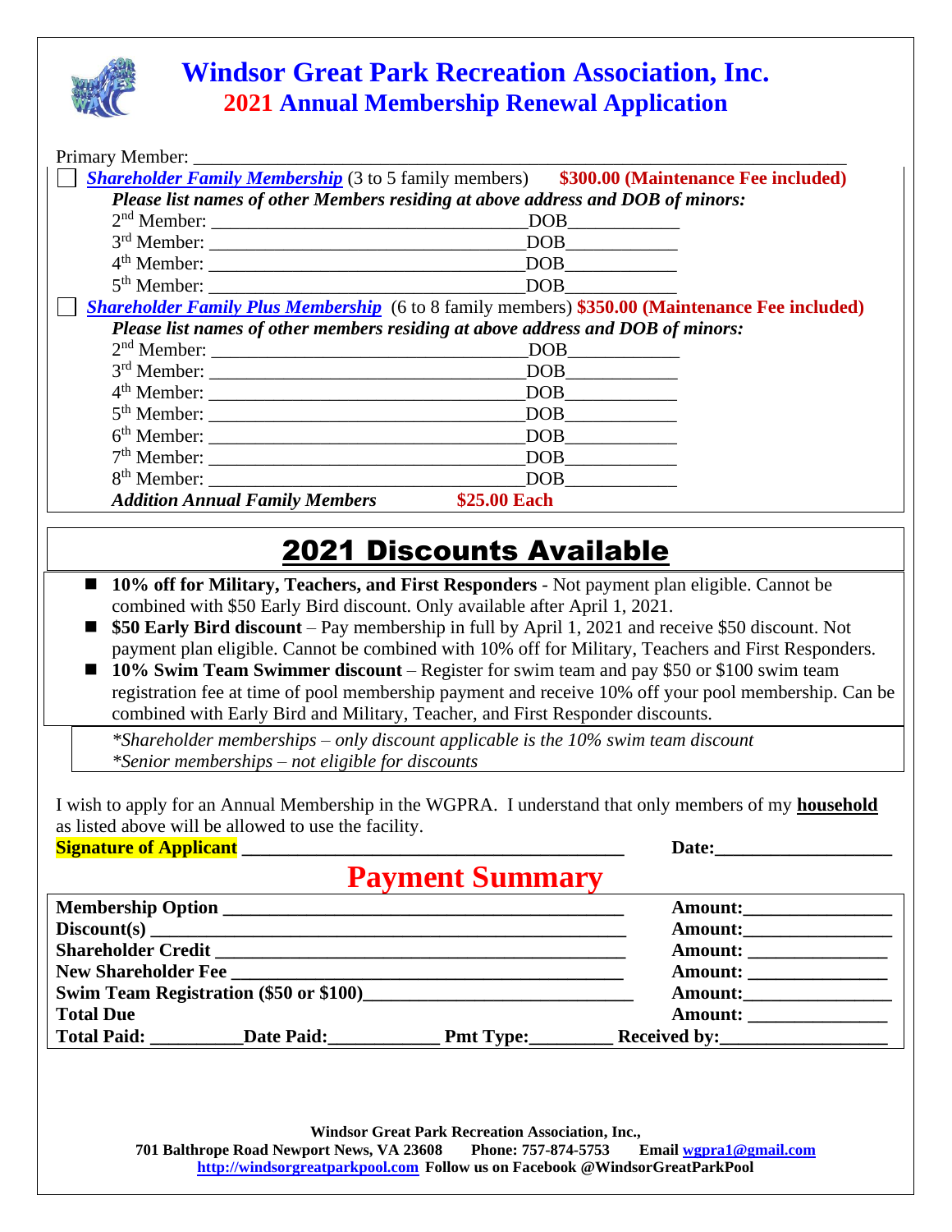# Windsor Great Park Recreation Association, Inc.

## 2021 Annual Membership Renewal Application

Primary Member: ____________________________________________

☐ ***Shareholder Family Membership*** (3 to 5 family members) **$300.00 (Maintenance Fee included)**

***Please list names of other Members residing at above address and DOB of minors:***

2nd Member: ______________________________ DOB__________

3rd Member: ______________________________ DOB__________

4th Member: ______________________________ DOB__________

5th Member: ______________________________ DOB__________

☐ ***Shareholder Family Plus Membership*** (6 to 8 family members) **$350.00 (Maintenance Fee included)**

***Please list names of other members residing at above address and DOB of minors:***

2nd Member: ______________________________ DOB__________

3rd Member: ______________________________ DOB__________

4th Member: ______________________________ DOB__________

5th Member: ______________________________ DOB__________

6th Member: ______________________________ DOB__________

7th Member: ______________________________ DOB__________

8th Member: ______________________________ DOB__________

***Addition Annual Family Members*** **$25.00 Each**

## 2021 Discounts Available

- **10% off for Military, Teachers, and First Responders** - Not payment plan eligible. Cannot be combined with $50 Early Bird discount. Only available after April 1, 2021.
- **$50 Early Bird discount** – Pay membership in full by April 1, 2021 and receive $50 discount. Not payment plan eligible. Cannot be combined with 10% off for Military, Teachers and First Responders.
- **10% Swim Team Swimmer discount** – Register for swim team and pay $50 or $100 swim team registration fee at time of pool membership payment and receive 10% off your pool membership. Can be combined with Early Bird and Military, Teacher, and First Responder discounts.

*\*Shareholder memberships – only discount applicable is the 10% swim team discount*
*\*Senior memberships – not eligible for discounts*

I wish to apply for an Annual Membership in the WGPRA. I understand that only members of my **household** as listed above will be allowed to use the facility.

**Signature of Applicant** ______________________________ **Date:**______________

## Payment Summary

**Membership Option** ______________________________ **Amount:**____________

**Discount(s)** ______________________________ **Amount:**____________

**Shareholder Credit** ______________________________ **Amount:** ____________

**New Shareholder Fee** ______________________________ **Amount:** ____________

**Swim Team Registration ($50 or $100)**______________________ **Amount:**____________

**Total Due** **Amount:** ____________

**Total Paid:** ________ **Date Paid:**__________ **Pmt Type:**________ **Received by:**______________

**Windsor Great Park Recreation Association, Inc.,**
**701 Balthrope Road Newport News, VA 23608 Phone: 757-874-5753 Email wgpra1@gmail.com**
**http://windsorgreatparkpool.com Follow us on Facebook @WindsorGreatParkPool**